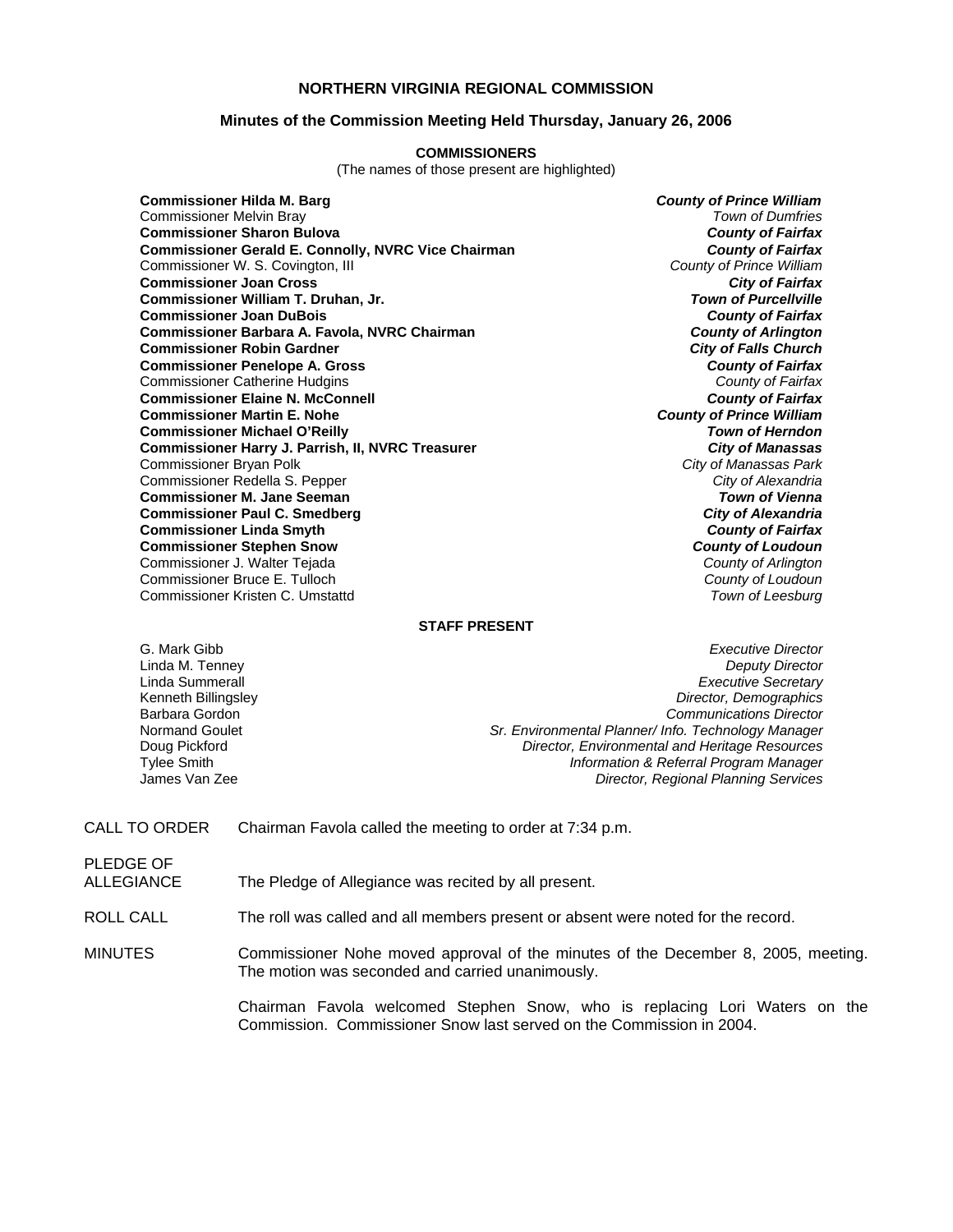# NORTHERN VIRGINIA REGIONAL COMMISSION

## Minutes of the Commission Meeting Held Thursday, January 26, 2006

### COMMISSIONERS

(The names of those present are highlighted)

| Commissioner | Jurisdiction |
|---|---|
| **Commissioner Hilda M. Barg** | ***County of Prince William*** |
| Commissioner Melvin Bray | *Town of Dumfries* |
| **Commissioner Sharon Bulova** | ***County of Fairfax*** |
| **Commissioner Gerald E. Connolly, NVRC Vice Chairman** | ***County of Fairfax*** |
| Commissioner W. S. Covington, III | *County of Prince William* |
| **Commissioner Joan Cross** | ***City of Fairfax*** |
| **Commissioner William T. Druhan, Jr.** | ***Town of Purcellville*** |
| **Commissioner Joan DuBois** | ***County of Fairfax*** |
| **Commissioner Barbara A. Favola, NVRC Chairman** | ***County of Arlington*** |
| **Commissioner Robin Gardner** | ***City of Falls Church*** |
| **Commissioner Penelope A. Gross** | ***County of Fairfax*** |
| Commissioner Catherine Hudgins | *County of Fairfax* |
| **Commissioner Elaine N. McConnell** | ***County of Fairfax*** |
| **Commissioner Martin E. Nohe** | ***County of Prince William*** |
| **Commissioner Michael O'Reilly** | ***Town of Herndon*** |
| **Commissioner Harry J. Parrish, II, NVRC Treasurer** | ***City of Manassas*** |
| Commissioner Bryan Polk | *City of Manassas Park* |
| Commissioner Redella S. Pepper | *City of Alexandria* |
| **Commissioner M. Jane Seeman** | ***Town of Vienna*** |
| **Commissioner Paul C. Smedberg** | ***City of Alexandria*** |
| **Commissioner Linda Smyth** | ***County of Fairfax*** |
| **Commissioner Stephen Snow** | ***County of Loudoun*** |
| Commissioner J. Walter Tejada | *County of Arlington* |
| Commissioner Bruce E. Tulloch | *County of Loudoun* |
| Commissioner Kristen C. Umstattd | *Town of Leesburg* |

### STAFF PRESENT

| Name | Title |
|---|---|
| G. Mark Gibb | *Executive Director* |
| Linda M. Tenney | *Deputy Director* |
| Linda Summerall | *Executive Secretary* |
| Kenneth Billingsley | *Director, Demographics* |
| Barbara Gordon | *Communications Director* |
| Normand Goulet | *Sr. Environmental Planner/ Info. Technology Manager* |
| Doug Pickford | *Director, Environmental and Heritage Resources* |
| Tylee Smith | *Information & Referral Program Manager* |
| James Van Zee | *Director, Regional Planning Services* |

CALL TO ORDER: Chairman Favola called the meeting to order at 7:34 p.m.

PLEDGE OF ALLEGIANCE: The Pledge of Allegiance was recited by all present.

ROLL CALL: The roll was called and all members present or absent were noted for the record.

MINUTES: Commissioner Nohe moved approval of the minutes of the December 8, 2005, meeting. The motion was seconded and carried unanimously.

Chairman Favola welcomed Stephen Snow, who is replacing Lori Waters on the Commission. Commissioner Snow last served on the Commission in 2004.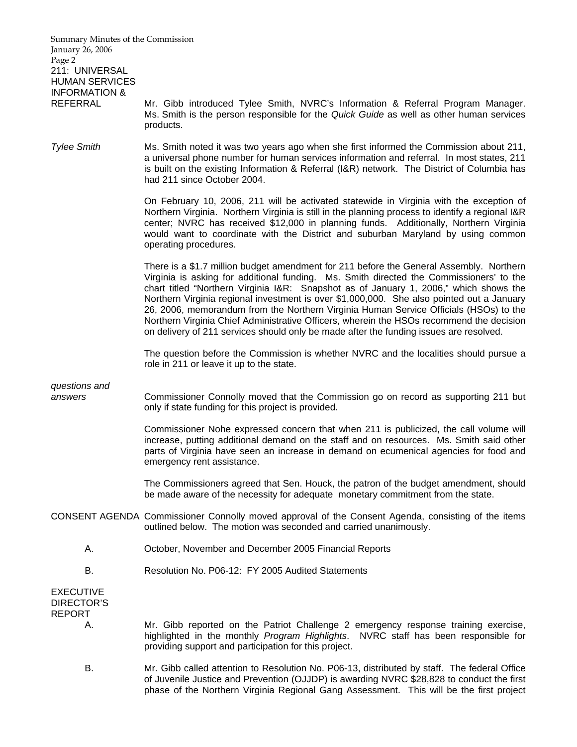**211: UNIVERSAL HUMAN SERVICES INFORMATION & REFERRAL**

Mr. Gibb introduced Tylee Smith, NVRC's Information & Referral Program Manager. Ms. Smith is the person responsible for the *Quick Guide* as well as other human services products.

*Tylee Smith*

Ms. Smith noted it was two years ago when she first informed the Commission about 211, a universal phone number for human services information and referral. In most states, 211 is built on the existing Information & Referral (I&R) network. The District of Columbia has had 211 since October 2004.

On February 10, 2006, 211 will be activated statewide in Virginia with the exception of Northern Virginia. Northern Virginia is still in the planning process to identify a regional I&R center; NVRC has received $12,000 in planning funds. Additionally, Northern Virginia would want to coordinate with the District and suburban Maryland by using common operating procedures.

There is a $1.7 million budget amendment for 211 before the General Assembly. Northern Virginia is asking for additional funding. Ms. Smith directed the Commissioners' to the chart titled "Northern Virginia I&R: Snapshot as of January 1, 2006," which shows the Northern Virginia regional investment is over $1,000,000. She also pointed out a January 26, 2006, memorandum from the Northern Virginia Human Service Officials (HSOs) to the Northern Virginia Chief Administrative Officers, wherein the HSOs recommend the decision on delivery of 211 services should only be made after the funding issues are resolved.

The question before the Commission is whether NVRC and the localities should pursue a role in 211 or leave it up to the state.

*questions and answers*

Commissioner Connolly moved that the Commission go on record as supporting 211 but only if state funding for this project is provided.

Commissioner Nohe expressed concern that when 211 is publicized, the call volume will increase, putting additional demand on the staff and on resources. Ms. Smith said other parts of Virginia have seen an increase in demand on ecumenical agencies for food and emergency rent assistance.

The Commissioners agreed that Sen. Houck, the patron of the budget amendment, should be made aware of the necessity for adequate monetary commitment from the state.

**CONSENT AGENDA**

Commissioner Connolly moved approval of the Consent Agenda, consisting of the items outlined below. The motion was seconded and carried unanimously.

A. October, November and December 2005 Financial Reports

B. Resolution No. P06-12: FY 2005 Audited Statements

**EXECUTIVE DIRECTOR'S REPORT**

A. Mr. Gibb reported on the Patriot Challenge 2 emergency response training exercise, highlighted in the monthly *Program Highlights*. NVRC staff has been responsible for providing support and participation for this project.

B. Mr. Gibb called attention to Resolution No. P06-13, distributed by staff. The federal Office of Juvenile Justice and Prevention (OJJDP) is awarding NVRC $28,828 to conduct the first phase of the Northern Virginia Regional Gang Assessment. This will be the first project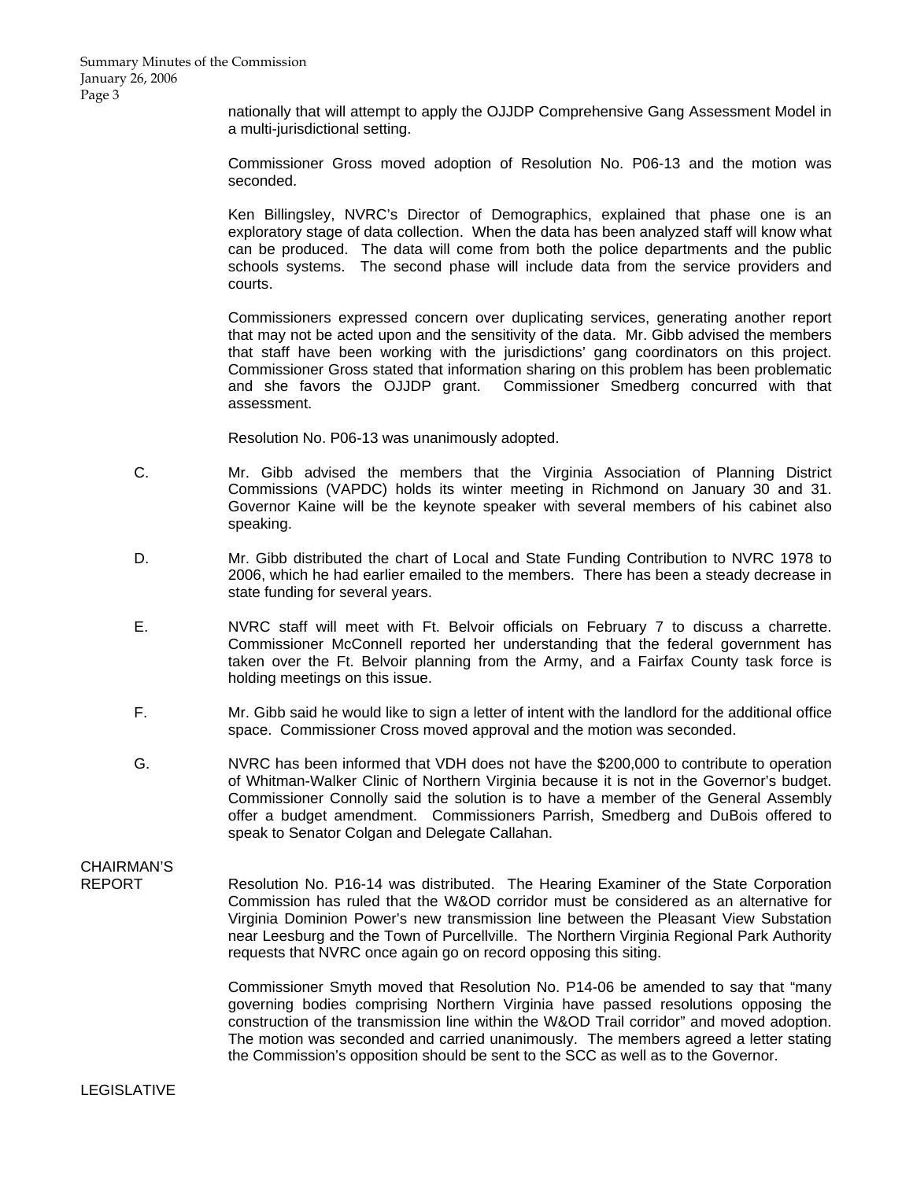nationally that will attempt to apply the OJJDP Comprehensive Gang Assessment Model in a multi-jurisdictional setting.

Commissioner Gross moved adoption of Resolution No. P06-13 and the motion was seconded.

Ken Billingsley, NVRC's Director of Demographics, explained that phase one is an exploratory stage of data collection. When the data has been analyzed staff will know what can be produced. The data will come from both the police departments and the public schools systems. The second phase will include data from the service providers and courts.

Commissioners expressed concern over duplicating services, generating another report that may not be acted upon and the sensitivity of the data. Mr. Gibb advised the members that staff have been working with the jurisdictions' gang coordinators on this project. Commissioner Gross stated that information sharing on this problem has been problematic and she favors the OJJDP grant. Commissioner Smedberg concurred with that assessment.

Resolution No. P06-13 was unanimously adopted.

C. Mr. Gibb advised the members that the Virginia Association of Planning District Commissions (VAPDC) holds its winter meeting in Richmond on January 30 and 31. Governor Kaine will be the keynote speaker with several members of his cabinet also speaking.

D. Mr. Gibb distributed the chart of Local and State Funding Contribution to NVRC 1978 to 2006, which he had earlier emailed to the members. There has been a steady decrease in state funding for several years.

E. NVRC staff will meet with Ft. Belvoir officials on February 7 to discuss a charrette. Commissioner McConnell reported her understanding that the federal government has taken over the Ft. Belvoir planning from the Army, and a Fairfax County task force is holding meetings on this issue.

F. Mr. Gibb said he would like to sign a letter of intent with the landlord for the additional office space. Commissioner Cross moved approval and the motion was seconded.

G. NVRC has been informed that VDH does not have the $200,000 to contribute to operation of Whitman-Walker Clinic of Northern Virginia because it is not in the Governor's budget. Commissioner Connolly said the solution is to have a member of the General Assembly offer a budget amendment. Commissioners Parrish, Smedberg and DuBois offered to speak to Senator Colgan and Delegate Callahan.

CHAIRMAN'S REPORT

Resolution No. P16-14 was distributed. The Hearing Examiner of the State Corporation Commission has ruled that the W&OD corridor must be considered as an alternative for Virginia Dominion Power's new transmission line between the Pleasant View Substation near Leesburg and the Town of Purcellville. The Northern Virginia Regional Park Authority requests that NVRC once again go on record opposing this siting.

Commissioner Smyth moved that Resolution No. P14-06 be amended to say that "many governing bodies comprising Northern Virginia have passed resolutions opposing the construction of the transmission line within the W&OD Trail corridor" and moved adoption. The motion was seconded and carried unanimously. The members agreed a letter stating the Commission's opposition should be sent to the SCC as well as to the Governor.

LEGISLATIVE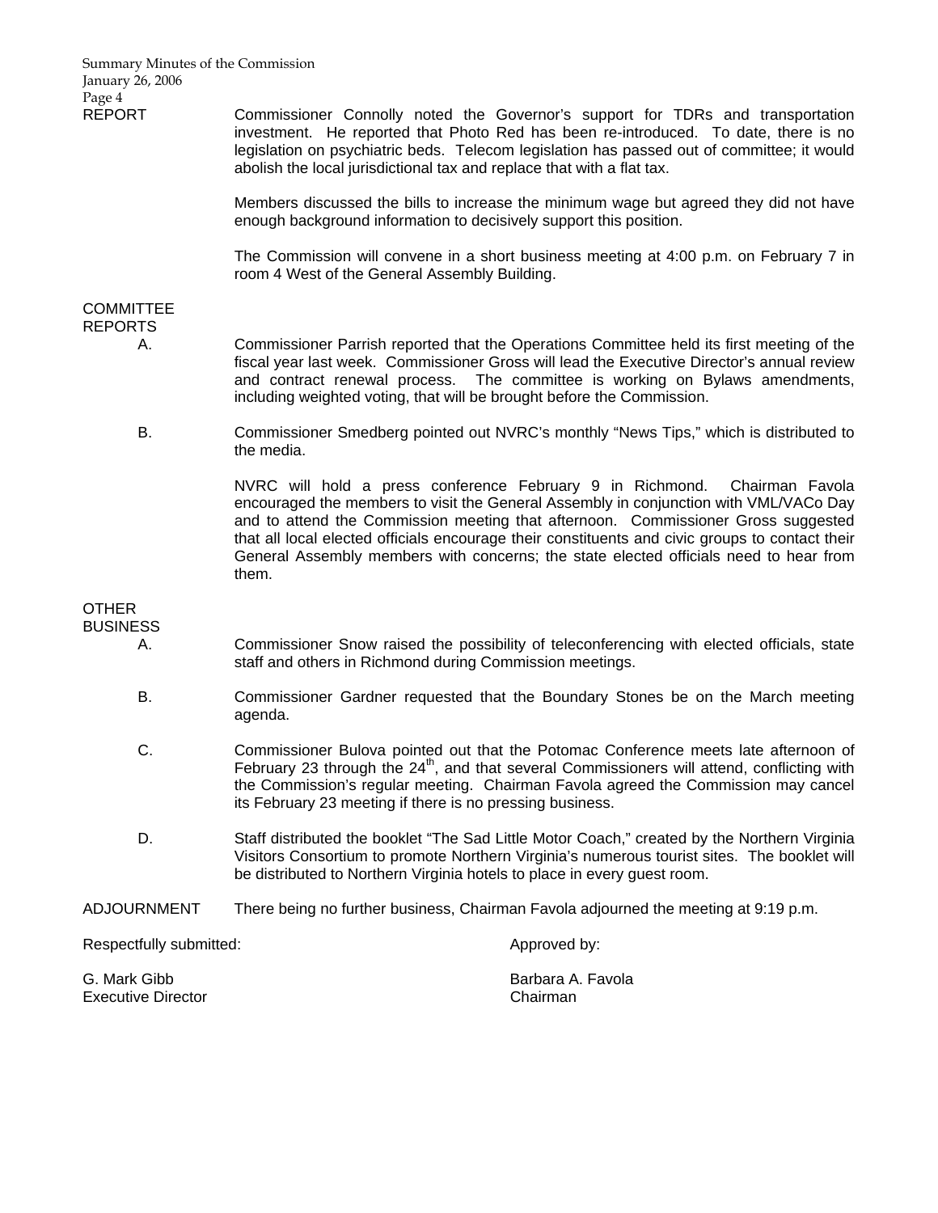REPORT

Commissioner Connolly noted the Governor's support for TDRs and transportation investment. He reported that Photo Red has been re-introduced. To date, there is no legislation on psychiatric beds. Telecom legislation has passed out of committee; it would abolish the local jurisdictional tax and replace that with a flat tax.

Members discussed the bills to increase the minimum wage but agreed they did not have enough background information to decisively support this position.

The Commission will convene in a short business meeting at 4:00 p.m. on February 7 in room 4 West of the General Assembly Building.

COMMITTEE REPORTS

A. Commissioner Parrish reported that the Operations Committee held its first meeting of the fiscal year last week. Commissioner Gross will lead the Executive Director's annual review and contract renewal process. The committee is working on Bylaws amendments, including weighted voting, that will be brought before the Commission.

B. Commissioner Smedberg pointed out NVRC's monthly "News Tips," which is distributed to the media.

NVRC will hold a press conference February 9 in Richmond. Chairman Favola encouraged the members to visit the General Assembly in conjunction with VML/VACo Day and to attend the Commission meeting that afternoon. Commissioner Gross suggested that all local elected officials encourage their constituents and civic groups to contact their General Assembly members with concerns; the state elected officials need to hear from them.

OTHER BUSINESS

A. Commissioner Snow raised the possibility of teleconferencing with elected officials, state staff and others in Richmond during Commission meetings.

B. Commissioner Gardner requested that the Boundary Stones be on the March meeting agenda.

C. Commissioner Bulova pointed out that the Potomac Conference meets late afternoon of February 23 through the 24th, and that several Commissioners will attend, conflicting with the Commission's regular meeting. Chairman Favola agreed the Commission may cancel its February 23 meeting if there is no pressing business.

D. Staff distributed the booklet "The Sad Little Motor Coach," created by the Northern Virginia Visitors Consortium to promote Northern Virginia's numerous tourist sites. The booklet will be distributed to Northern Virginia hotels to place in every guest room.

ADJOURNMENT

There being no further business, Chairman Favola adjourned the meeting at 9:19 p.m.

Respectfully submitted:

G. Mark Gibb
Executive Director

Approved by:

Barbara A. Favola
Chairman